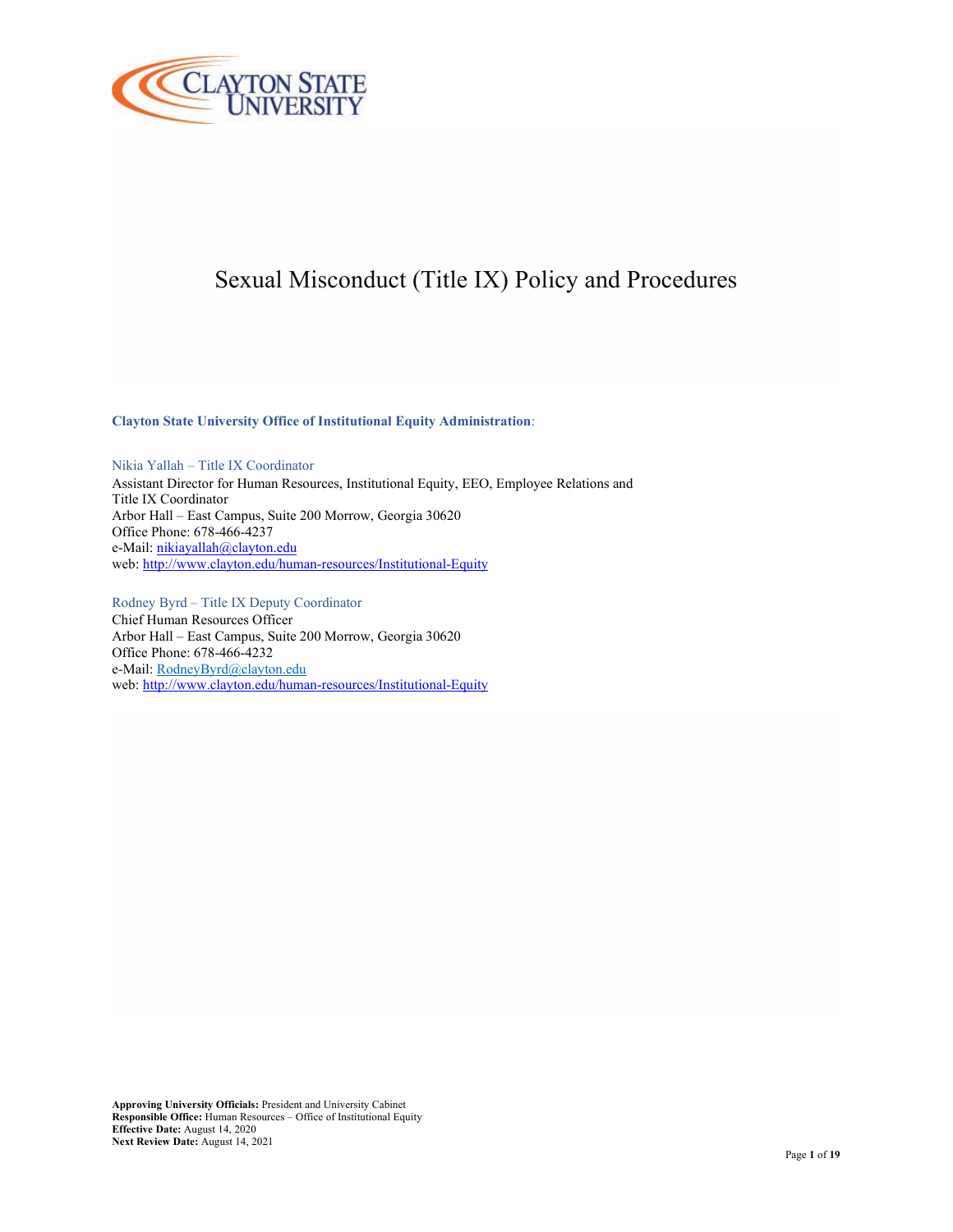# Sexual Misconduct (Title IX) Policy and Procedures

**Clayton State University Office of Institutional Equity Administration**:

Nikia Yallah – Title IX Coordinator
Assistant Director for Human Resources, Institutional Equity, EEO, Employee Relations and Title IX Coordinator
Arbor Hall – East Campus, Suite 200 Morrow, Georgia 30620
Office Phone: 678-466-4237
e-Mail: nikiayallah@clayton.edu
web: http://www.clayton.edu/human-resources/Institutional-Equity

Rodney Byrd – Title IX Deputy Coordinator
Chief Human Resources Officer
Arbor Hall – East Campus, Suite 200 Morrow, Georgia 30620
Office Phone: 678-466-4232
e-Mail: RodneyByrd@clayton.edu
web: http://www.clayton.edu/human-resources/Institutional-Equity

**Approving University Officials:** President and University Cabinet
**Responsible Office:** Human Resources – Office of Institutional Equity
**Effective Date:** August 14, 2020
**Next Review Date:** August 14, 2021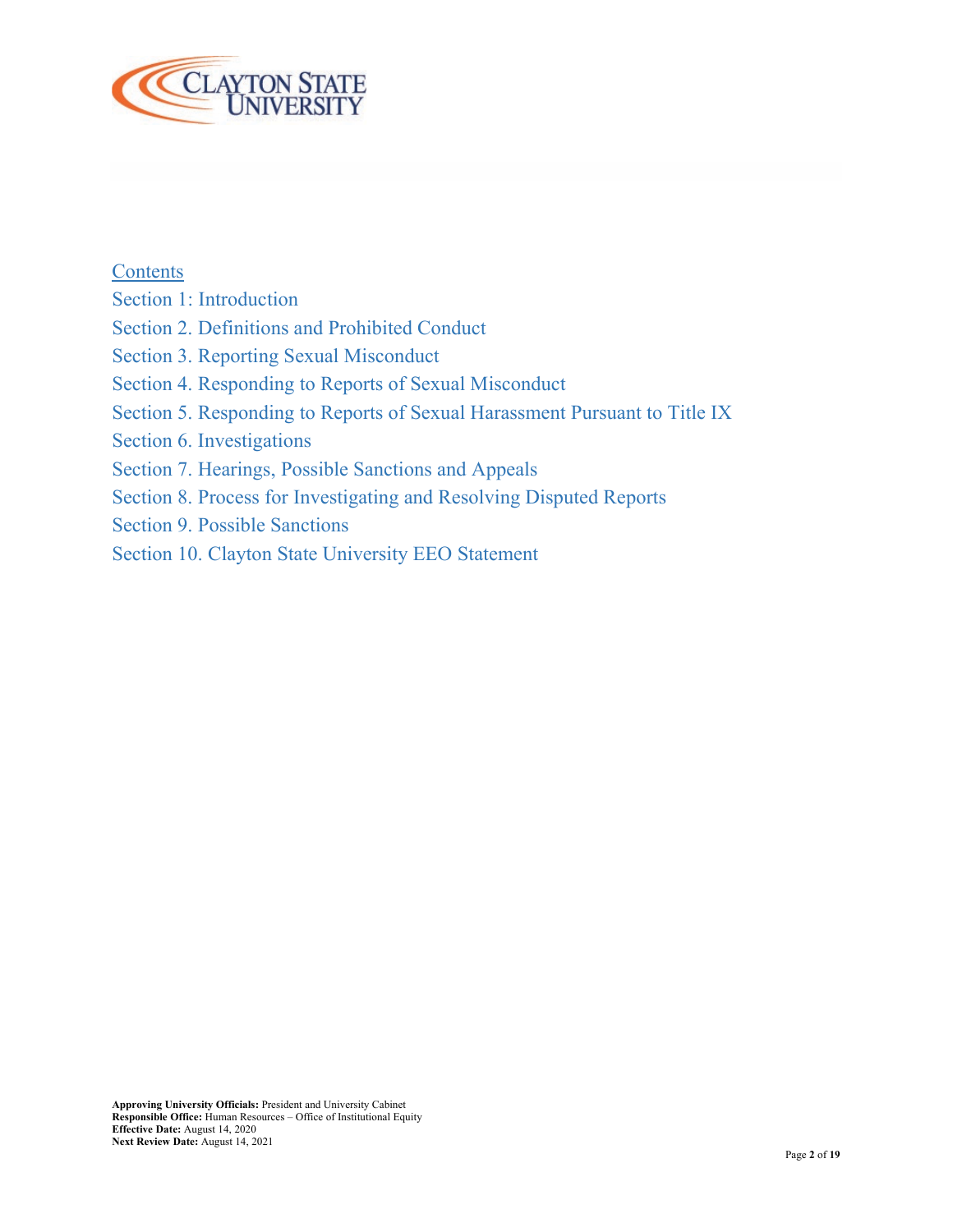## Contents

Section 1: Introduction
Section 2. Definitions and Prohibited Conduct
Section 3. Reporting Sexual Misconduct
Section 4. Responding to Reports of Sexual Misconduct
Section 5. Responding to Reports of Sexual Harassment Pursuant to Title IX
Section 6. Investigations
Section 7. Hearings, Possible Sanctions and Appeals
Section 8. Process for Investigating and Resolving Disputed Reports
Section 9. Possible Sanctions
Section 10. Clayton State University EEO Statement

**Approving University Officials:** President and University Cabinet
**Responsible Office:** Human Resources – Office of Institutional Equity
**Effective Date:** August 14, 2020
**Next Review Date:** August 14, 2021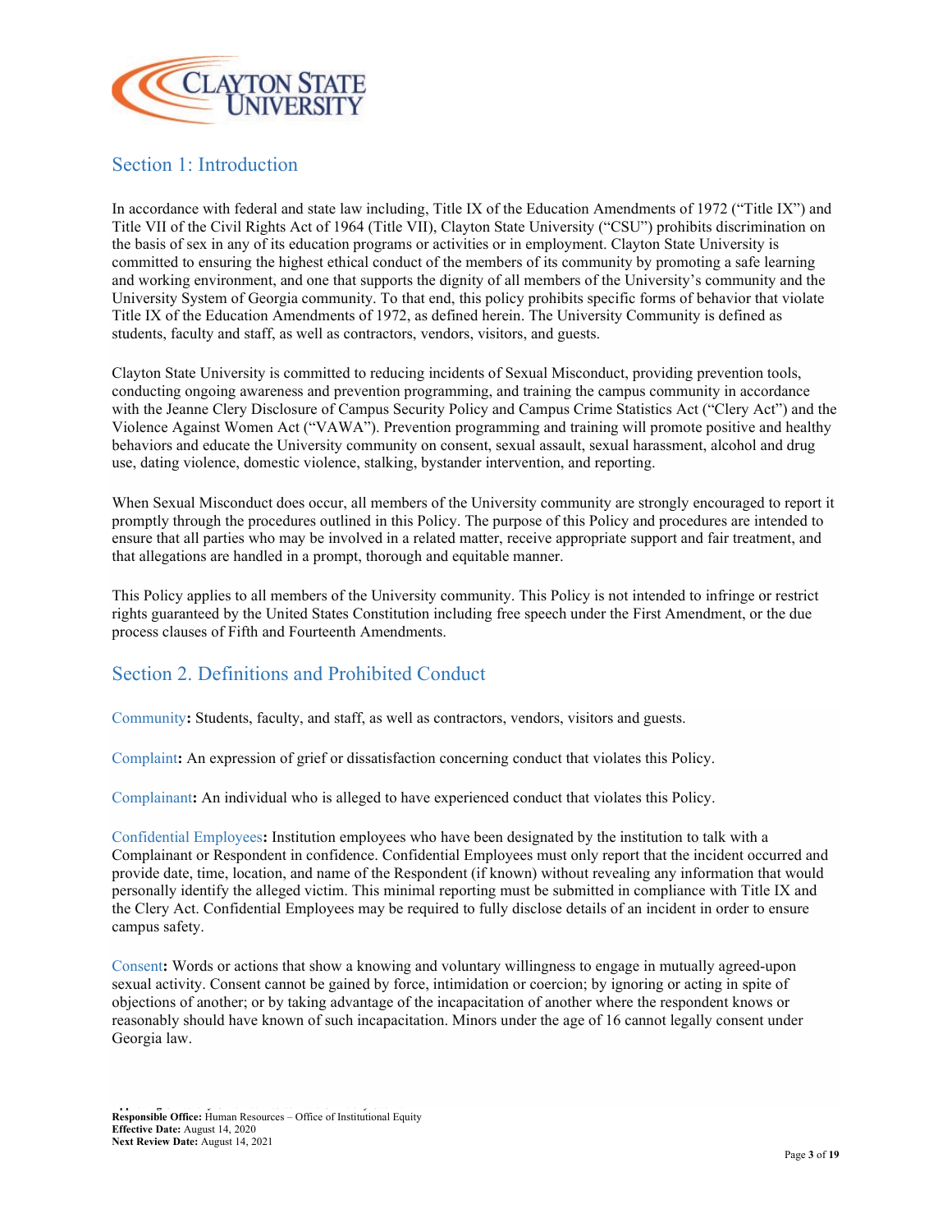## Section 1: Introduction

In accordance with federal and state law including, Title IX of the Education Amendments of 1972 ("Title IX") and Title VII of the Civil Rights Act of 1964 (Title VII), Clayton State University ("CSU") prohibits discrimination on the basis of sex in any of its education programs or activities or in employment. Clayton State University is committed to ensuring the highest ethical conduct of the members of its community by promoting a safe learning and working environment, and one that supports the dignity of all members of the University's community and the University System of Georgia community. To that end, this policy prohibits specific forms of behavior that violate Title IX of the Education Amendments of 1972, as defined herein. The University Community is defined as students, faculty and staff, as well as contractors, vendors, visitors, and guests.

Clayton State University is committed to reducing incidents of Sexual Misconduct, providing prevention tools, conducting ongoing awareness and prevention programming, and training the campus community in accordance with the Jeanne Clery Disclosure of Campus Security Policy and Campus Crime Statistics Act ("Clery Act") and the Violence Against Women Act ("VAWA"). Prevention programming and training will promote positive and healthy behaviors and educate the University community on consent, sexual assault, sexual harassment, alcohol and drug use, dating violence, domestic violence, stalking, bystander intervention, and reporting.

When Sexual Misconduct does occur, all members of the University community are strongly encouraged to report it promptly through the procedures outlined in this Policy. The purpose of this Policy and procedures are intended to ensure that all parties who may be involved in a related matter, receive appropriate support and fair treatment, and that allegations are handled in a prompt, thorough and equitable manner.

This Policy applies to all members of the University community. This Policy is not intended to infringe or restrict rights guaranteed by the United States Constitution including free speech under the First Amendment, or the due process clauses of Fifth and Fourteenth Amendments.

## Section 2. Definitions and Prohibited Conduct

Community**:** Students, faculty, and staff, as well as contractors, vendors, visitors and guests.

Complaint**:** An expression of grief or dissatisfaction concerning conduct that violates this Policy.

Complainant**:** An individual who is alleged to have experienced conduct that violates this Policy.

Confidential Employees**:** Institution employees who have been designated by the institution to talk with a Complainant or Respondent in confidence. Confidential Employees must only report that the incident occurred and provide date, time, location, and name of the Respondent (if known) without revealing any information that would personally identify the alleged victim. This minimal reporting must be submitted in compliance with Title IX and the Clery Act. Confidential Employees may be required to fully disclose details of an incident in order to ensure campus safety.

Consent**:** Words or actions that show a knowing and voluntary willingness to engage in mutually agreed-upon sexual activity. Consent cannot be gained by force, intimidation or coercion; by ignoring or acting in spite of objections of another; or by taking advantage of the incapacitation of another where the respondent knows or reasonably should have known of such incapacitation. Minors under the age of 16 cannot legally consent under Georgia law.

**Responsible Office:** Human Resources – Office of Institutional Equity
**Effective Date:** August 14, 2020
**Next Review Date:** August 14, 2021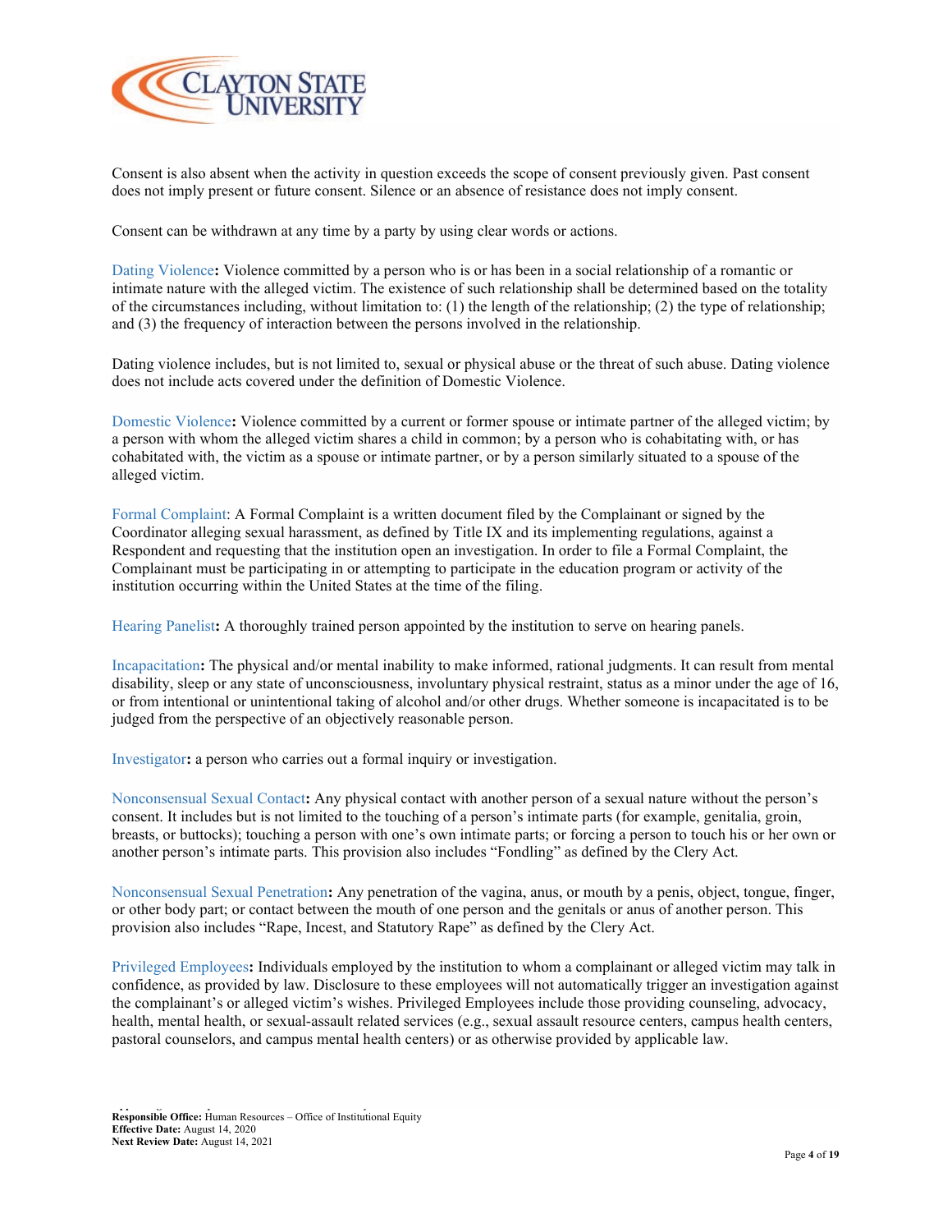Consent is also absent when the activity in question exceeds the scope of consent previously given. Past consent does not imply present or future consent. Silence or an absence of resistance does not imply consent.

Consent can be withdrawn at any time by a party by using clear words or actions.

Dating Violence**:** Violence committed by a person who is or has been in a social relationship of a romantic or intimate nature with the alleged victim. The existence of such relationship shall be determined based on the totality of the circumstances including, without limitation to: (1) the length of the relationship; (2) the type of relationship; and (3) the frequency of interaction between the persons involved in the relationship.

Dating violence includes, but is not limited to, sexual or physical abuse or the threat of such abuse. Dating violence does not include acts covered under the definition of Domestic Violence.

Domestic Violence**:** Violence committed by a current or former spouse or intimate partner of the alleged victim; by a person with whom the alleged victim shares a child in common; by a person who is cohabitating with, or has cohabitated with, the victim as a spouse or intimate partner, or by a person similarly situated to a spouse of the alleged victim.

Formal Complaint: A Formal Complaint is a written document filed by the Complainant or signed by the Coordinator alleging sexual harassment, as defined by Title IX and its implementing regulations, against a Respondent and requesting that the institution open an investigation. In order to file a Formal Complaint, the Complainant must be participating in or attempting to participate in the education program or activity of the institution occurring within the United States at the time of the filing.

Hearing Panelist**:** A thoroughly trained person appointed by the institution to serve on hearing panels.

Incapacitation**:** The physical and/or mental inability to make informed, rational judgments. It can result from mental disability, sleep or any state of unconsciousness, involuntary physical restraint, status as a minor under the age of 16, or from intentional or unintentional taking of alcohol and/or other drugs. Whether someone is incapacitated is to be judged from the perspective of an objectively reasonable person.

Investigator**:** a person who carries out a formal inquiry or investigation.

Nonconsensual Sexual Contact**:** Any physical contact with another person of a sexual nature without the person's consent. It includes but is not limited to the touching of a person's intimate parts (for example, genitalia, groin, breasts, or buttocks); touching a person with one's own intimate parts; or forcing a person to touch his or her own or another person's intimate parts. This provision also includes "Fondling" as defined by the Clery Act.

Nonconsensual Sexual Penetration**:** Any penetration of the vagina, anus, or mouth by a penis, object, tongue, finger, or other body part; or contact between the mouth of one person and the genitals or anus of another person. This provision also includes "Rape, Incest, and Statutory Rape" as defined by the Clery Act.

Privileged Employees**:** Individuals employed by the institution to whom a complainant or alleged victim may talk in confidence, as provided by law. Disclosure to these employees will not automatically trigger an investigation against the complainant's or alleged victim's wishes. Privileged Employees include those providing counseling, advocacy, health, mental health, or sexual-assault related services (e.g., sexual assault resource centers, campus health centers, pastoral counselors, and campus mental health centers) or as otherwise provided by applicable law.

**Responsible Office:** Human Resources – Office of Institutional Equity
**Effective Date:** August 14, 2020
**Next Review Date:** August 14, 2021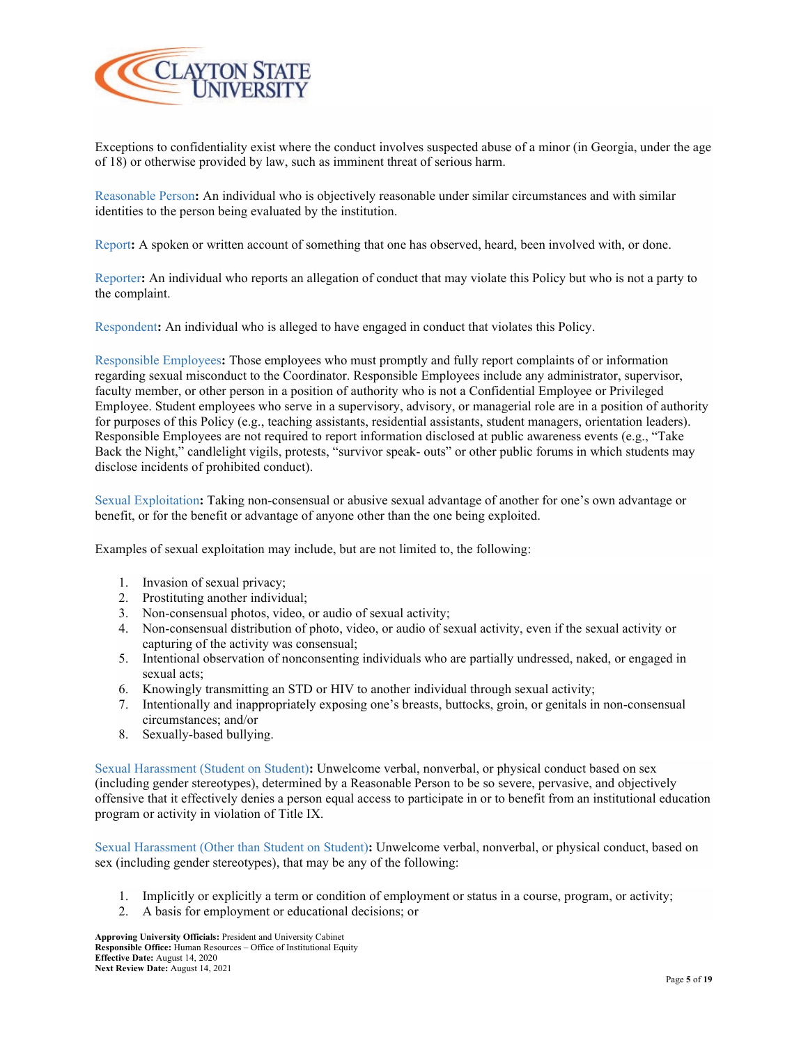Exceptions to confidentiality exist where the conduct involves suspected abuse of a minor (in Georgia, under the age of 18) or otherwise provided by law, such as imminent threat of serious harm.

Reasonable Person**:** An individual who is objectively reasonable under similar circumstances and with similar identities to the person being evaluated by the institution.

Report**:** A spoken or written account of something that one has observed, heard, been involved with, or done.

Reporter**:** An individual who reports an allegation of conduct that may violate this Policy but who is not a party to the complaint.

Respondent**:** An individual who is alleged to have engaged in conduct that violates this Policy.

Responsible Employees**:** Those employees who must promptly and fully report complaints of or information regarding sexual misconduct to the Coordinator. Responsible Employees include any administrator, supervisor, faculty member, or other person in a position of authority who is not a Confidential Employee or Privileged Employee. Student employees who serve in a supervisory, advisory, or managerial role are in a position of authority for purposes of this Policy (e.g., teaching assistants, residential assistants, student managers, orientation leaders). Responsible Employees are not required to report information disclosed at public awareness events (e.g., "Take Back the Night," candlelight vigils, protests, "survivor speak- outs" or other public forums in which students may disclose incidents of prohibited conduct).

Sexual Exploitation**:** Taking non-consensual or abusive sexual advantage of another for one's own advantage or benefit, or for the benefit or advantage of anyone other than the one being exploited.

Examples of sexual exploitation may include, but are not limited to, the following:

1. Invasion of sexual privacy;
2. Prostituting another individual;
3. Non-consensual photos, video, or audio of sexual activity;
4. Non-consensual distribution of photo, video, or audio of sexual activity, even if the sexual activity or capturing of the activity was consensual;
5. Intentional observation of nonconsenting individuals who are partially undressed, naked, or engaged in sexual acts;
6. Knowingly transmitting an STD or HIV to another individual through sexual activity;
7. Intentionally and inappropriately exposing one's breasts, buttocks, groin, or genitals in non-consensual circumstances; and/or
8. Sexually-based bullying.

Sexual Harassment (Student on Student)**:** Unwelcome verbal, nonverbal, or physical conduct based on sex (including gender stereotypes), determined by a Reasonable Person to be so severe, pervasive, and objectively offensive that it effectively denies a person equal access to participate in or to benefit from an institutional education program or activity in violation of Title IX.

Sexual Harassment (Other than Student on Student)**:** Unwelcome verbal, nonverbal, or physical conduct, based on sex (including gender stereotypes), that may be any of the following:

1. Implicitly or explicitly a term or condition of employment or status in a course, program, or activity;
2. A basis for employment or educational decisions; or

**Approving University Officials:** President and University Cabinet
**Responsible Office:** Human Resources – Office of Institutional Equity
**Effective Date:** August 14, 2020
**Next Review Date:** August 14, 2021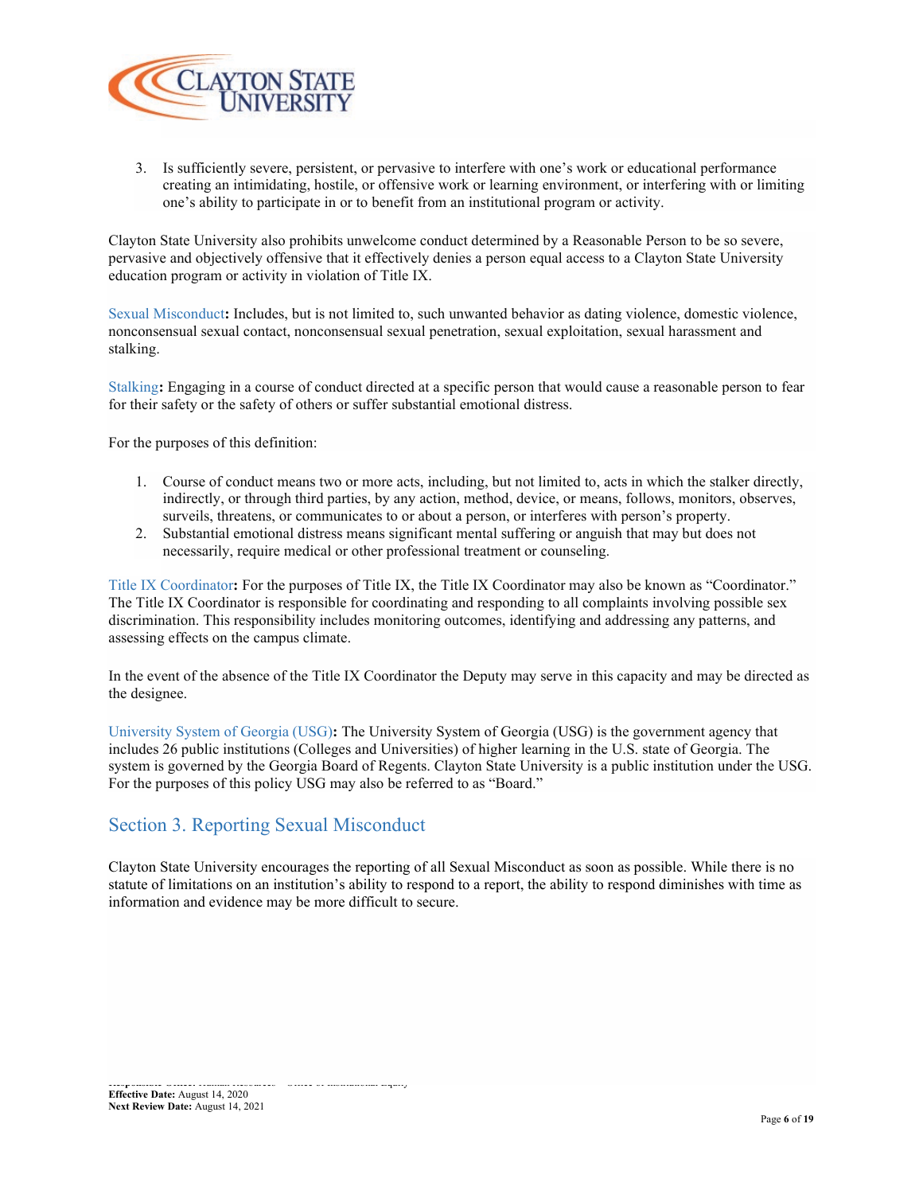3. Is sufficiently severe, persistent, or pervasive to interfere with one's work or educational performance creating an intimidating, hostile, or offensive work or learning environment, or interfering with or limiting one's ability to participate in or to benefit from an institutional program or activity.

Clayton State University also prohibits unwelcome conduct determined by a Reasonable Person to be so severe, pervasive and objectively offensive that it effectively denies a person equal access to a Clayton State University education program or activity in violation of Title IX.

Sexual Misconduct**:** Includes, but is not limited to, such unwanted behavior as dating violence, domestic violence, nonconsensual sexual contact, nonconsensual sexual penetration, sexual exploitation, sexual harassment and stalking.

Stalking**:** Engaging in a course of conduct directed at a specific person that would cause a reasonable person to fear for their safety or the safety of others or suffer substantial emotional distress.

For the purposes of this definition:

1. Course of conduct means two or more acts, including, but not limited to, acts in which the stalker directly, indirectly, or through third parties, by any action, method, device, or means, follows, monitors, observes, surveils, threatens, or communicates to or about a person, or interferes with person's property.
2. Substantial emotional distress means significant mental suffering or anguish that may but does not necessarily, require medical or other professional treatment or counseling.

Title IX Coordinator**:** For the purposes of Title IX, the Title IX Coordinator may also be known as "Coordinator." The Title IX Coordinator is responsible for coordinating and responding to all complaints involving possible sex discrimination. This responsibility includes monitoring outcomes, identifying and addressing any patterns, and assessing effects on the campus climate.

In the event of the absence of the Title IX Coordinator the Deputy may serve in this capacity and may be directed as the designee.

University System of Georgia (USG)**:** The University System of Georgia (USG) is the government agency that includes 26 public institutions (Colleges and Universities) of higher learning in the U.S. state of Georgia. The system is governed by the Georgia Board of Regents. Clayton State University is a public institution under the USG. For the purposes of this policy USG may also be referred to as "Board."

## Section 3. Reporting Sexual Misconduct

Clayton State University encourages the reporting of all Sexual Misconduct as soon as possible. While there is no statute of limitations on an institution's ability to respond to a report, the ability to respond diminishes with time as information and evidence may be more difficult to secure.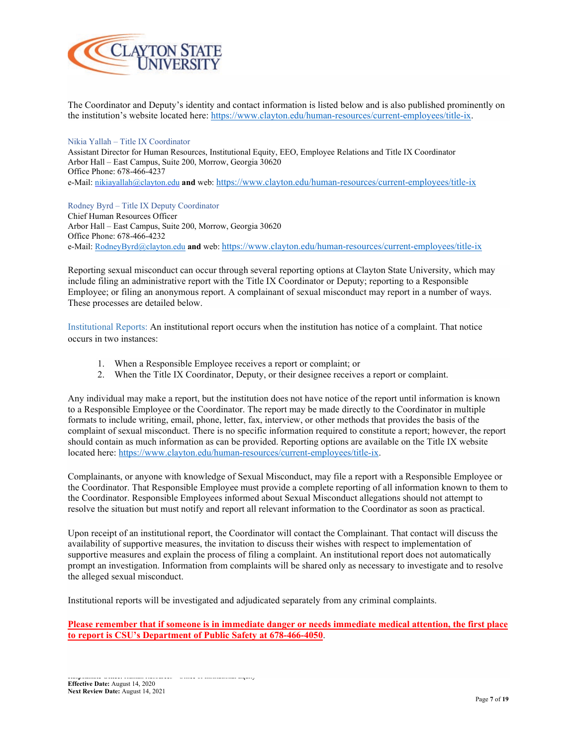The Coordinator and Deputy's identity and contact information is listed below and is also published prominently on the institution's website located here: https://www.clayton.edu/human-resources/current-employees/title-ix.

Nikia Yallah – Title IX Coordinator
Assistant Director for Human Resources, Institutional Equity, EEO, Employee Relations and Title IX Coordinator
Arbor Hall – East Campus, Suite 200, Morrow, Georgia 30620
Office Phone: 678-466-4237
e-Mail: nikiayallah@clayton.edu **and** web: https://www.clayton.edu/human-resources/current-employees/title-ix

Rodney Byrd – Title IX Deputy Coordinator
Chief Human Resources Officer
Arbor Hall – East Campus, Suite 200, Morrow, Georgia 30620
Office Phone: 678-466-4232
e-Mail: RodneyByrd@clayton.edu **and** web: https://www.clayton.edu/human-resources/current-employees/title-ix

Reporting sexual misconduct can occur through several reporting options at Clayton State University, which may include filing an administrative report with the Title IX Coordinator or Deputy; reporting to a Responsible Employee; or filing an anonymous report. A complainant of sexual misconduct may report in a number of ways. These processes are detailed below.

Institutional Reports: An institutional report occurs when the institution has notice of a complaint. That notice occurs in two instances:

1. When a Responsible Employee receives a report or complaint; or
2. When the Title IX Coordinator, Deputy, or their designee receives a report or complaint.

Any individual may make a report, but the institution does not have notice of the report until information is known to a Responsible Employee or the Coordinator. The report may be made directly to the Coordinator in multiple formats to include writing, email, phone, letter, fax, interview, or other methods that provides the basis of the complaint of sexual misconduct. There is no specific information required to constitute a report; however, the report should contain as much information as can be provided. Reporting options are available on the Title IX website located here: https://www.clayton.edu/human-resources/current-employees/title-ix.

Complainants, or anyone with knowledge of Sexual Misconduct, may file a report with a Responsible Employee or the Coordinator. That Responsible Employee must provide a complete reporting of all information known to them to the Coordinator. Responsible Employees informed about Sexual Misconduct allegations should not attempt to resolve the situation but must notify and report all relevant information to the Coordinator as soon as practical.

Upon receipt of an institutional report, the Coordinator will contact the Complainant. That contact will discuss the availability of supportive measures, the invitation to discuss their wishes with respect to implementation of supportive measures and explain the process of filing a complaint. An institutional report does not automatically prompt an investigation. Information from complaints will be shared only as necessary to investigate and to resolve the alleged sexual misconduct.

Institutional reports will be investigated and adjudicated separately from any criminal complaints.

**Please remember that if someone is in immediate danger or needs immediate medical attention, the first place to report is CSU's Department of Public Safety at 678-466-4050**.

**Effective Date:** August 14, 2020
**Next Review Date:** August 14, 2021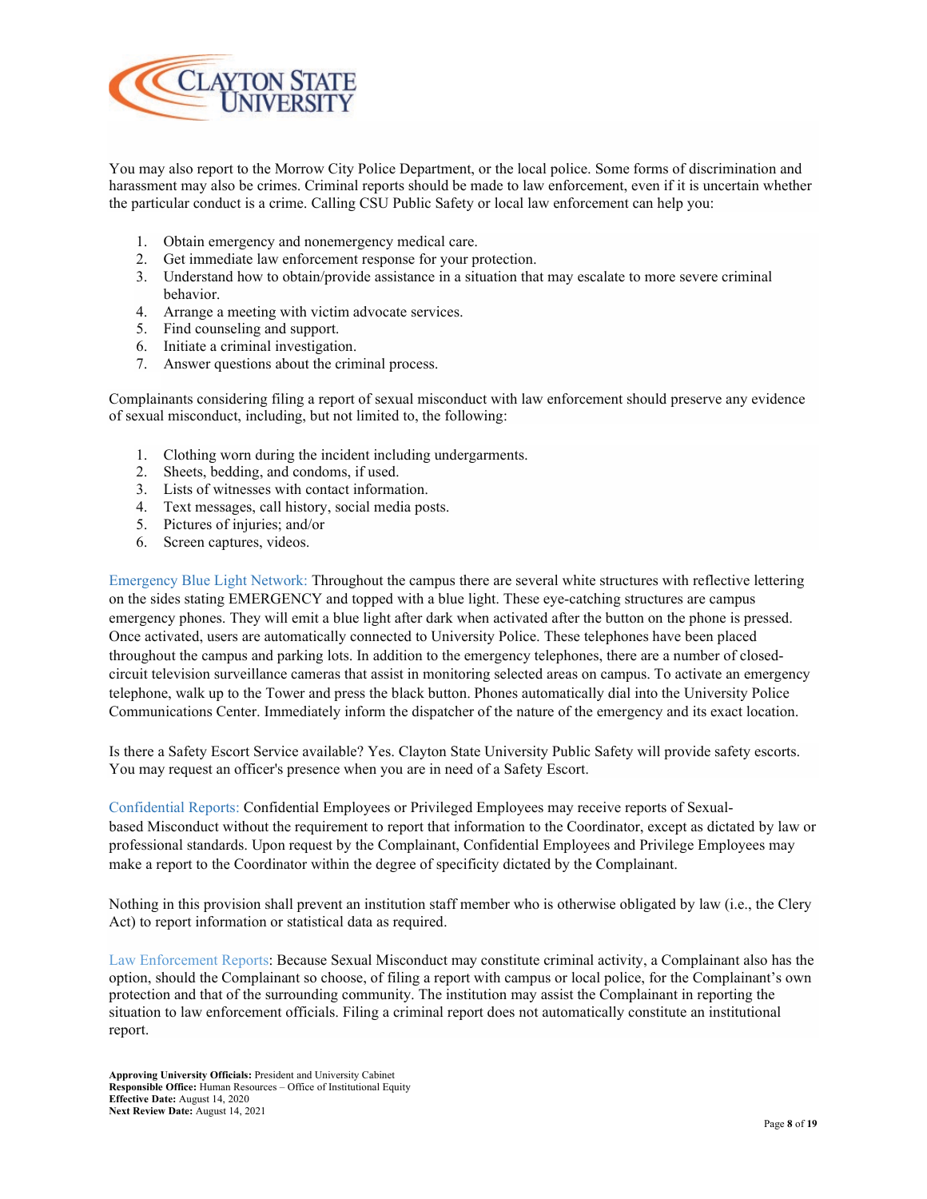You may also report to the Morrow City Police Department, or the local police. Some forms of discrimination and harassment may also be crimes. Criminal reports should be made to law enforcement, even if it is uncertain whether the particular conduct is a crime. Calling CSU Public Safety or local law enforcement can help you:

1. Obtain emergency and nonemergency medical care.
2. Get immediate law enforcement response for your protection.
3. Understand how to obtain/provide assistance in a situation that may escalate to more severe criminal behavior.
4. Arrange a meeting with victim advocate services.
5. Find counseling and support.
6. Initiate a criminal investigation.
7. Answer questions about the criminal process.

Complainants considering filing a report of sexual misconduct with law enforcement should preserve any evidence of sexual misconduct, including, but not limited to, the following:

1. Clothing worn during the incident including undergarments.
2. Sheets, bedding, and condoms, if used.
3. Lists of witnesses with contact information.
4. Text messages, call history, social media posts.
5. Pictures of injuries; and/or
6. Screen captures, videos.

Emergency Blue Light Network: Throughout the campus there are several white structures with reflective lettering on the sides stating EMERGENCY and topped with a blue light. These eye-catching structures are campus emergency phones. They will emit a blue light after dark when activated after the button on the phone is pressed. Once activated, users are automatically connected to University Police. These telephones have been placed throughout the campus and parking lots. In addition to the emergency telephones, there are a number of closed-circuit television surveillance cameras that assist in monitoring selected areas on campus. To activate an emergency telephone, walk up to the Tower and press the black button. Phones automatically dial into the University Police Communications Center. Immediately inform the dispatcher of the nature of the emergency and its exact location.

Is there a Safety Escort Service available? Yes. Clayton State University Public Safety will provide safety escorts. You may request an officer's presence when you are in need of a Safety Escort.

Confidential Reports: Confidential Employees or Privileged Employees may receive reports of Sexual-based Misconduct without the requirement to report that information to the Coordinator, except as dictated by law or professional standards. Upon request by the Complainant, Confidential Employees and Privilege Employees may make a report to the Coordinator within the degree of specificity dictated by the Complainant.

Nothing in this provision shall prevent an institution staff member who is otherwise obligated by law (i.e., the Clery Act) to report information or statistical data as required.

Law Enforcement Reports: Because Sexual Misconduct may constitute criminal activity, a Complainant also has the option, should the Complainant so choose, of filing a report with campus or local police, for the Complainant's own protection and that of the surrounding community. The institution may assist the Complainant in reporting the situation to law enforcement officials. Filing a criminal report does not automatically constitute an institutional report.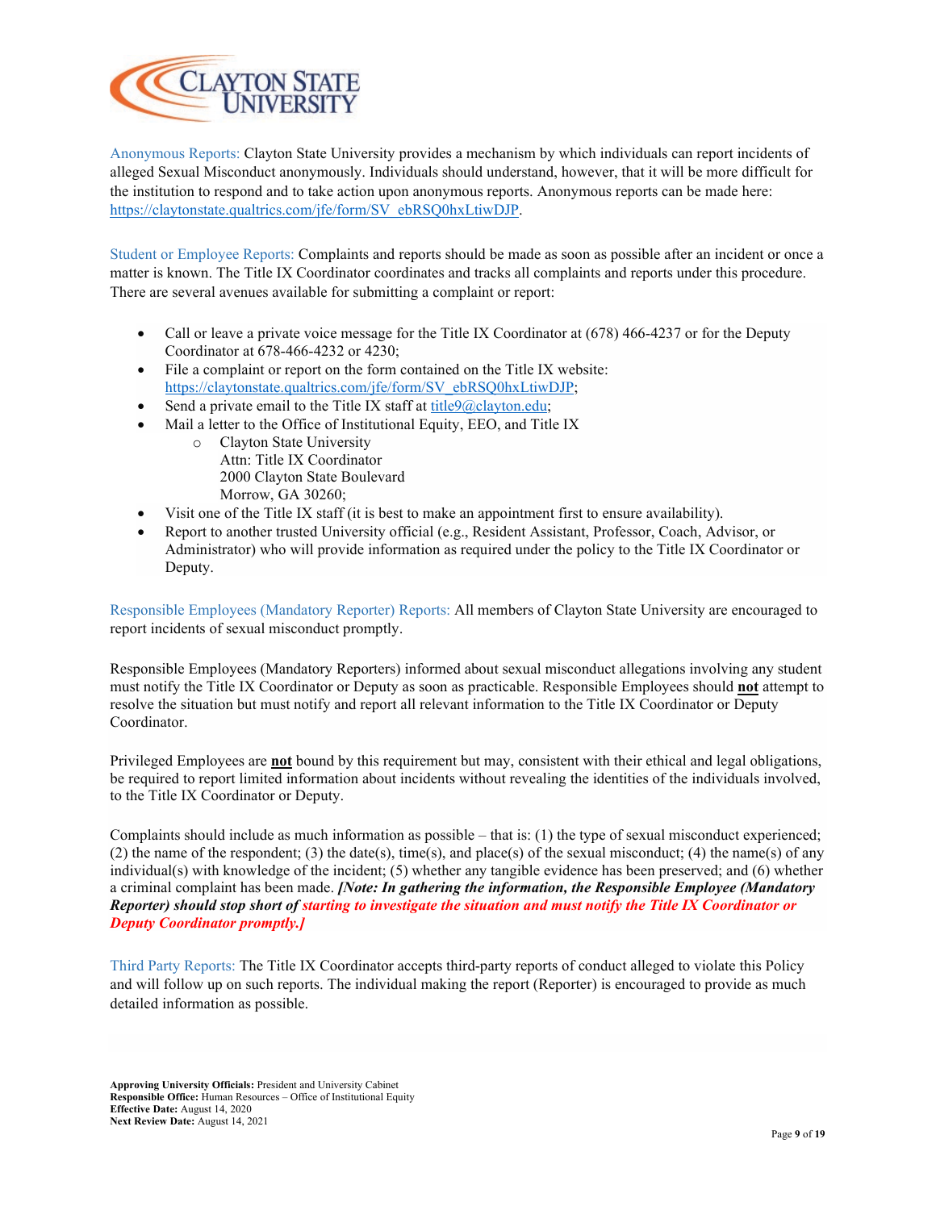Anonymous Reports: Clayton State University provides a mechanism by which individuals can report incidents of alleged Sexual Misconduct anonymously. Individuals should understand, however, that it will be more difficult for the institution to respond and to take action upon anonymous reports. Anonymous reports can be made here: https://claytonstate.qualtrics.com/jfe/form/SV_ebRSQ0hxLtiwDJP.

Student or Employee Reports: Complaints and reports should be made as soon as possible after an incident or once a matter is known. The Title IX Coordinator coordinates and tracks all complaints and reports under this procedure. There are several avenues available for submitting a complaint or report:

- Call or leave a private voice message for the Title IX Coordinator at (678) 466-4237 or for the Deputy Coordinator at 678-466-4232 or 4230;
- File a complaint or report on the form contained on the Title IX website: https://claytonstate.qualtrics.com/jfe/form/SV_ebRSQ0hxLtiwDJP;
- Send a private email to the Title IX staff at title9@clayton.edu;
- Mail a letter to the Office of Institutional Equity, EEO, and Title IX
  - Clayton State University
    Attn: Title IX Coordinator
    2000 Clayton State Boulevard
    Morrow, GA 30260;
- Visit one of the Title IX staff (it is best to make an appointment first to ensure availability).
- Report to another trusted University official (e.g., Resident Assistant, Professor, Coach, Advisor, or Administrator) who will provide information as required under the policy to the Title IX Coordinator or Deputy.

Responsible Employees (Mandatory Reporter) Reports: All members of Clayton State University are encouraged to report incidents of sexual misconduct promptly.

Responsible Employees (Mandatory Reporters) informed about sexual misconduct allegations involving any student must notify the Title IX Coordinator or Deputy as soon as practicable. Responsible Employees should **not** attempt to resolve the situation but must notify and report all relevant information to the Title IX Coordinator or Deputy Coordinator.

Privileged Employees are **not** bound by this requirement but may, consistent with their ethical and legal obligations, be required to report limited information about incidents without revealing the identities of the individuals involved, to the Title IX Coordinator or Deputy.

Complaints should include as much information as possible – that is: (1) the type of sexual misconduct experienced; (2) the name of the respondent; (3) the date(s), time(s), and place(s) of the sexual misconduct; (4) the name(s) of any individual(s) with knowledge of the incident; (5) whether any tangible evidence has been preserved; and (6) whether a criminal complaint has been made. ***[Note: In gathering the information, the Responsible Employee (Mandatory Reporter) should stop short of starting to investigate the situation and must notify the Title IX Coordinator or Deputy Coordinator promptly.]***

Third Party Reports: The Title IX Coordinator accepts third-party reports of conduct alleged to violate this Policy and will follow up on such reports. The individual making the report (Reporter) is encouraged to provide as much detailed information as possible.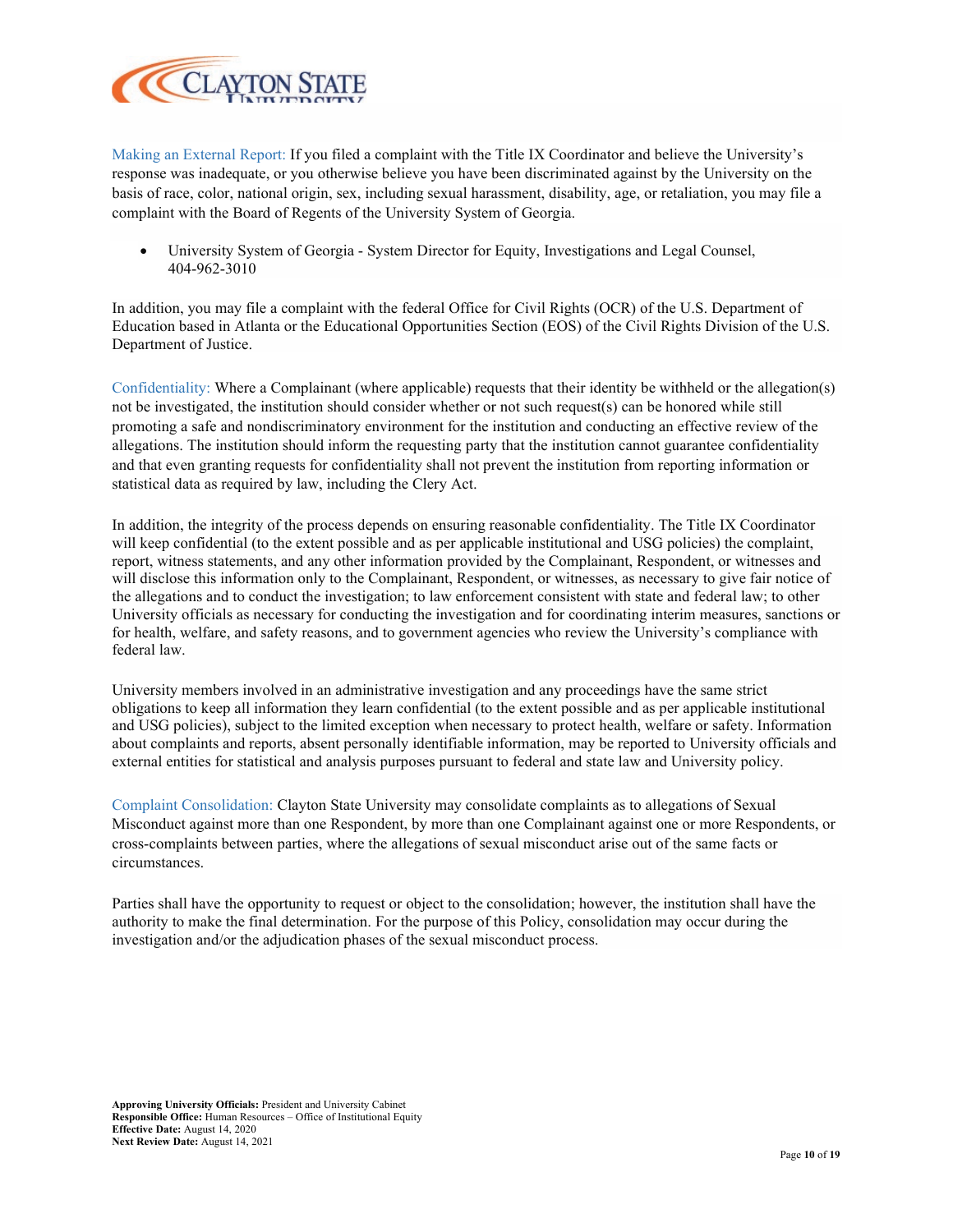Making an External Report: If you filed a complaint with the Title IX Coordinator and believe the University's response was inadequate, or you otherwise believe you have been discriminated against by the University on the basis of race, color, national origin, sex, including sexual harassment, disability, age, or retaliation, you may file a complaint with the Board of Regents of the University System of Georgia.

- University System of Georgia - System Director for Equity, Investigations and Legal Counsel, 404-962-3010

In addition, you may file a complaint with the federal Office for Civil Rights (OCR) of the U.S. Department of Education based in Atlanta or the Educational Opportunities Section (EOS) of the Civil Rights Division of the U.S. Department of Justice.

Confidentiality: Where a Complainant (where applicable) requests that their identity be withheld or the allegation(s) not be investigated, the institution should consider whether or not such request(s) can be honored while still promoting a safe and nondiscriminatory environment for the institution and conducting an effective review of the allegations. The institution should inform the requesting party that the institution cannot guarantee confidentiality and that even granting requests for confidentiality shall not prevent the institution from reporting information or statistical data as required by law, including the Clery Act.

In addition, the integrity of the process depends on ensuring reasonable confidentiality. The Title IX Coordinator will keep confidential (to the extent possible and as per applicable institutional and USG policies) the complaint, report, witness statements, and any other information provided by the Complainant, Respondent, or witnesses and will disclose this information only to the Complainant, Respondent, or witnesses, as necessary to give fair notice of the allegations and to conduct the investigation; to law enforcement consistent with state and federal law; to other University officials as necessary for conducting the investigation and for coordinating interim measures, sanctions or for health, welfare, and safety reasons, and to government agencies who review the University's compliance with federal law.

University members involved in an administrative investigation and any proceedings have the same strict obligations to keep all information they learn confidential (to the extent possible and as per applicable institutional and USG policies), subject to the limited exception when necessary to protect health, welfare or safety. Information about complaints and reports, absent personally identifiable information, may be reported to University officials and external entities for statistical and analysis purposes pursuant to federal and state law and University policy.

Complaint Consolidation: Clayton State University may consolidate complaints as to allegations of Sexual Misconduct against more than one Respondent, by more than one Complainant against one or more Respondents, or cross-complaints between parties, where the allegations of sexual misconduct arise out of the same facts or circumstances.

Parties shall have the opportunity to request or object to the consolidation; however, the institution shall have the authority to make the final determination. For the purpose of this Policy, consolidation may occur during the investigation and/or the adjudication phases of the sexual misconduct process.

**Approving University Officials:** President and University Cabinet
**Responsible Office:** Human Resources – Office of Institutional Equity
**Effective Date:** August 14, 2020
**Next Review Date:** August 14, 2021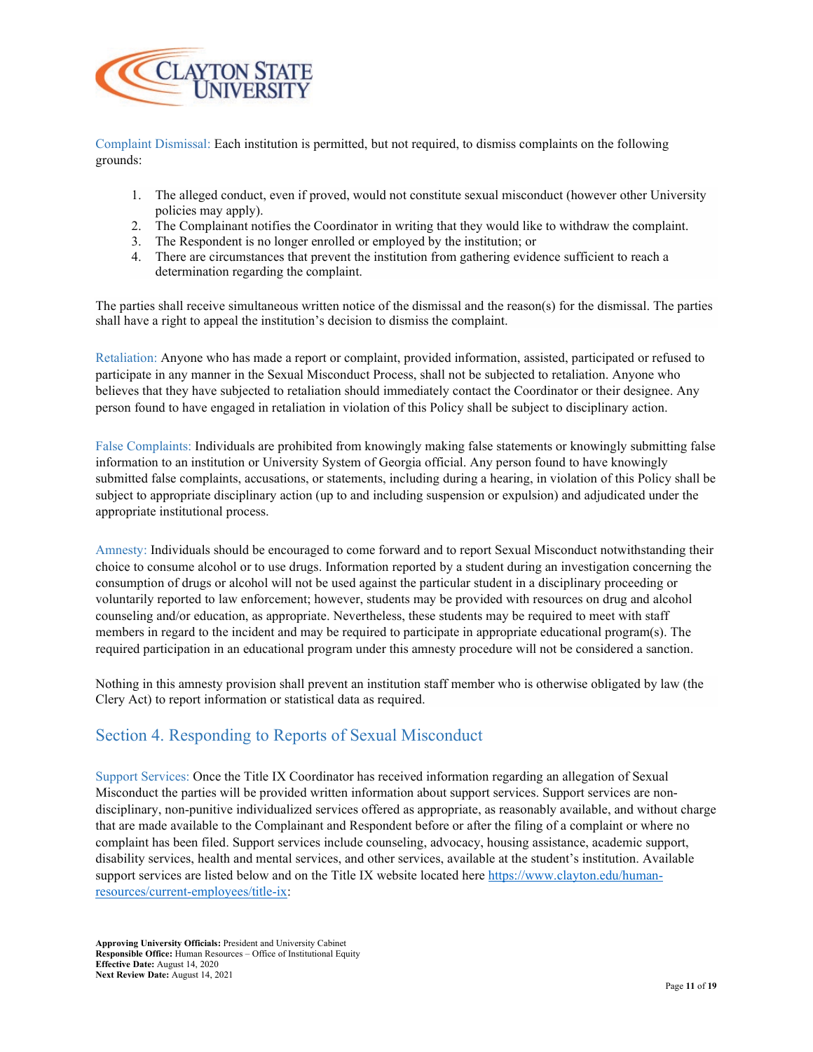Complaint Dismissal: Each institution is permitted, but not required, to dismiss complaints on the following grounds:

1. The alleged conduct, even if proved, would not constitute sexual misconduct (however other University policies may apply).
2. The Complainant notifies the Coordinator in writing that they would like to withdraw the complaint.
3. The Respondent is no longer enrolled or employed by the institution; or
4. There are circumstances that prevent the institution from gathering evidence sufficient to reach a determination regarding the complaint.

The parties shall receive simultaneous written notice of the dismissal and the reason(s) for the dismissal. The parties shall have a right to appeal the institution's decision to dismiss the complaint.

Retaliation: Anyone who has made a report or complaint, provided information, assisted, participated or refused to participate in any manner in the Sexual Misconduct Process, shall not be subjected to retaliation. Anyone who believes that they have subjected to retaliation should immediately contact the Coordinator or their designee. Any person found to have engaged in retaliation in violation of this Policy shall be subject to disciplinary action.

False Complaints: Individuals are prohibited from knowingly making false statements or knowingly submitting false information to an institution or University System of Georgia official. Any person found to have knowingly submitted false complaints, accusations, or statements, including during a hearing, in violation of this Policy shall be subject to appropriate disciplinary action (up to and including suspension or expulsion) and adjudicated under the appropriate institutional process.

Amnesty: Individuals should be encouraged to come forward and to report Sexual Misconduct notwithstanding their choice to consume alcohol or to use drugs. Information reported by a student during an investigation concerning the consumption of drugs or alcohol will not be used against the particular student in a disciplinary proceeding or voluntarily reported to law enforcement; however, students may be provided with resources on drug and alcohol counseling and/or education, as appropriate. Nevertheless, these students may be required to meet with staff members in regard to the incident and may be required to participate in appropriate educational program(s). The required participation in an educational program under this amnesty procedure will not be considered a sanction.

Nothing in this amnesty provision shall prevent an institution staff member who is otherwise obligated by law (the Clery Act) to report information or statistical data as required.

## Section 4. Responding to Reports of Sexual Misconduct

Support Services: Once the Title IX Coordinator has received information regarding an allegation of Sexual Misconduct the parties will be provided written information about support services. Support services are non-disciplinary, non-punitive individualized services offered as appropriate, as reasonably available, and without charge that are made available to the Complainant and Respondent before or after the filing of a complaint or where no complaint has been filed. Support services include counseling, advocacy, housing assistance, academic support, disability services, health and mental services, and other services, available at the student's institution. Available support services are listed below and on the Title IX website located here https://www.clayton.edu/human-resources/current-employees/title-ix:

**Approving University Officials:** President and University Cabinet
**Responsible Office:** Human Resources – Office of Institutional Equity
**Effective Date:** August 14, 2020
**Next Review Date:** August 14, 2021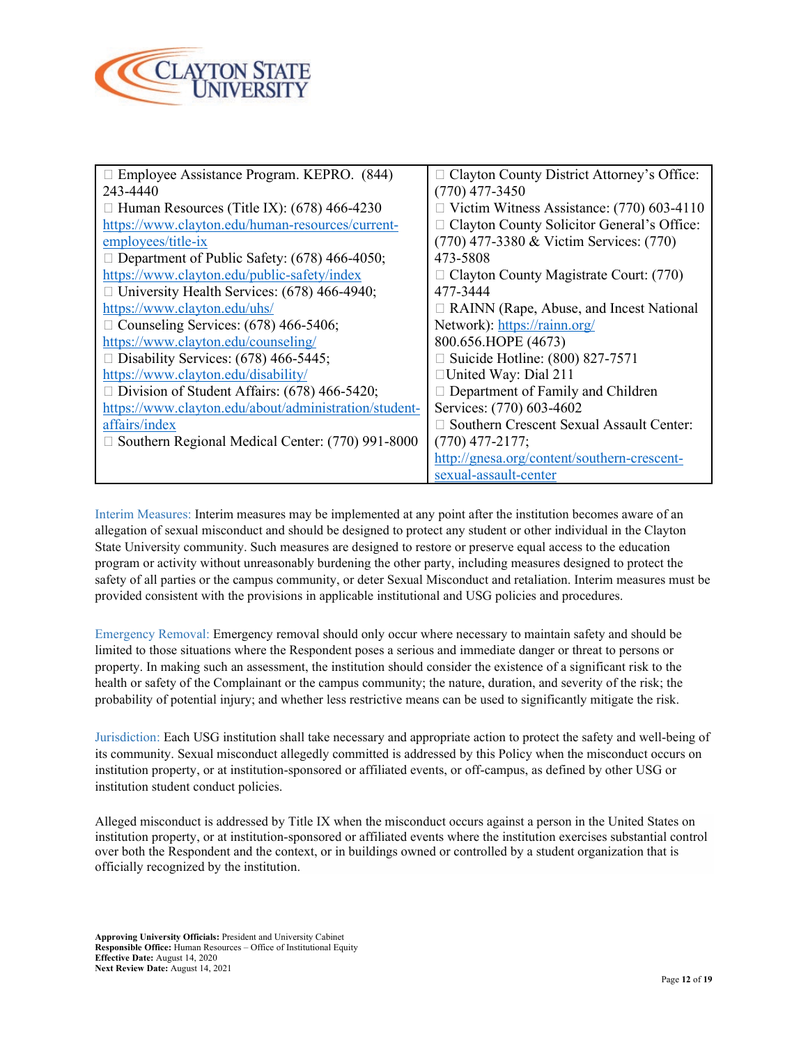| | |
|---|---|
| ☐ Employee Assistance Program. KEPRO. (844) 243-4440<br>☐ Human Resources (Title IX): (678) 466-4230 [https://www.clayton.edu/human-resources/current-employees/title-ix](https://www.clayton.edu/human-resources/current-employees/title-ix)<br>☐ Department of Public Safety: (678) 466-4050; [https://www.clayton.edu/public-safety/index](https://www.clayton.edu/public-safety/index)<br>☐ University Health Services: (678) 466-4940; [https://www.clayton.edu/uhs/](https://www.clayton.edu/uhs/)<br>☐ Counseling Services: (678) 466-5406; [https://www.clayton.edu/counseling/](https://www.clayton.edu/counseling/)<br>☐ Disability Services: (678) 466-5445; [https://www.clayton.edu/disability/](https://www.clayton.edu/disability/)<br>☐ Division of Student Affairs: (678) 466-5420; [https://www.clayton.edu/about/administration/student-affairs/index](https://www.clayton.edu/about/administration/student-affairs/index)<br>☐ Southern Regional Medical Center: (770) 991-8000 | ☐ Clayton County District Attorney's Office: (770) 477-3450<br>☐ Victim Witness Assistance: (770) 603-4110<br>☐ Clayton County Solicitor General's Office: (770) 477-3380 & Victim Services: (770) 473-5808<br>☐ Clayton County Magistrate Court: (770) 477-3444<br>☐ RAINN (Rape, Abuse, and Incest National Network): [https://rainn.org/](https://rainn.org/) 800.656.HOPE (4673)<br>☐ Suicide Hotline: (800) 827-7571<br>☐United Way: Dial 211<br>☐ Department of Family and Children Services: (770) 603-4602<br>☐ Southern Crescent Sexual Assault Center: (770) 477-2177; [http://gnesa.org/content/southern-crescent-sexual-assault-center](http://gnesa.org/content/southern-crescent-sexual-assault-center) |

Interim Measures: Interim measures may be implemented at any point after the institution becomes aware of an allegation of sexual misconduct and should be designed to protect any student or other individual in the Clayton State University community. Such measures are designed to restore or preserve equal access to the education program or activity without unreasonably burdening the other party, including measures designed to protect the safety of all parties or the campus community, or deter Sexual Misconduct and retaliation. Interim measures must be provided consistent with the provisions in applicable institutional and USG policies and procedures.

Emergency Removal: Emergency removal should only occur where necessary to maintain safety and should be limited to those situations where the Respondent poses a serious and immediate danger or threat to persons or property. In making such an assessment, the institution should consider the existence of a significant risk to the health or safety of the Complainant or the campus community; the nature, duration, and severity of the risk; the probability of potential injury; and whether less restrictive means can be used to significantly mitigate the risk.

Jurisdiction: Each USG institution shall take necessary and appropriate action to protect the safety and well-being of its community. Sexual misconduct allegedly committed is addressed by this Policy when the misconduct occurs on institution property, or at institution-sponsored or affiliated events, or off-campus, as defined by other USG or institution student conduct policies.

Alleged misconduct is addressed by Title IX when the misconduct occurs against a person in the United States on institution property, or at institution-sponsored or affiliated events where the institution exercises substantial control over both the Respondent and the context, or in buildings owned or controlled by a student organization that is officially recognized by the institution.

**Approving University Officials:** President and University Cabinet
**Responsible Office:** Human Resources – Office of Institutional Equity
**Effective Date:** August 14, 2020
**Next Review Date:** August 14, 2021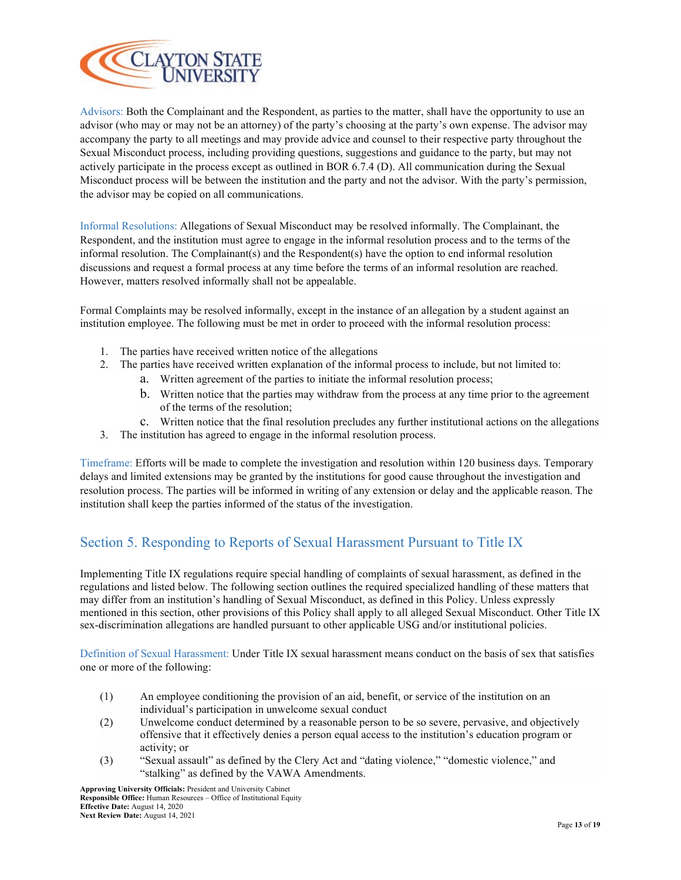Advisors: Both the Complainant and the Respondent, as parties to the matter, shall have the opportunity to use an advisor (who may or may not be an attorney) of the party's choosing at the party's own expense. The advisor may accompany the party to all meetings and may provide advice and counsel to their respective party throughout the Sexual Misconduct process, including providing questions, suggestions and guidance to the party, but may not actively participate in the process except as outlined in BOR 6.7.4 (D). All communication during the Sexual Misconduct process will be between the institution and the party and not the advisor. With the party's permission, the advisor may be copied on all communications.

Informal Resolutions: Allegations of Sexual Misconduct may be resolved informally. The Complainant, the Respondent, and the institution must agree to engage in the informal resolution process and to the terms of the informal resolution. The Complainant(s) and the Respondent(s) have the option to end informal resolution discussions and request a formal process at any time before the terms of an informal resolution are reached. However, matters resolved informally shall not be appealable.

Formal Complaints may be resolved informally, except in the instance of an allegation by a student against an institution employee. The following must be met in order to proceed with the informal resolution process:

1. The parties have received written notice of the allegations
2. The parties have received written explanation of the informal process to include, but not limited to:
   a. Written agreement of the parties to initiate the informal resolution process;
   b. Written notice that the parties may withdraw from the process at any time prior to the agreement of the terms of the resolution;
   c. Written notice that the final resolution precludes any further institutional actions on the allegations
3. The institution has agreed to engage in the informal resolution process.

Timeframe: Efforts will be made to complete the investigation and resolution within 120 business days. Temporary delays and limited extensions may be granted by the institutions for good cause throughout the investigation and resolution process. The parties will be informed in writing of any extension or delay and the applicable reason. The institution shall keep the parties informed of the status of the investigation.

## Section 5. Responding to Reports of Sexual Harassment Pursuant to Title IX

Implementing Title IX regulations require special handling of complaints of sexual harassment, as defined in the regulations and listed below. The following section outlines the required specialized handling of these matters that may differ from an institution's handling of Sexual Misconduct, as defined in this Policy. Unless expressly mentioned in this section, other provisions of this Policy shall apply to all alleged Sexual Misconduct. Other Title IX sex-discrimination allegations are handled pursuant to other applicable USG and/or institutional policies.

Definition of Sexual Harassment: Under Title IX sexual harassment means conduct on the basis of sex that satisfies one or more of the following:

(1) An employee conditioning the provision of an aid, benefit, or service of the institution on an individual's participation in unwelcome sexual conduct

(2) Unwelcome conduct determined by a reasonable person to be so severe, pervasive, and objectively offensive that it effectively denies a person equal access to the institution's education program or activity; or

(3) "Sexual assault" as defined by the Clery Act and "dating violence," "domestic violence," and "stalking" as defined by the VAWA Amendments.

**Approving University Officials:** President and University Cabinet
**Responsible Office:** Human Resources – Office of Institutional Equity
**Effective Date:** August 14, 2020
**Next Review Date:** August 14, 2021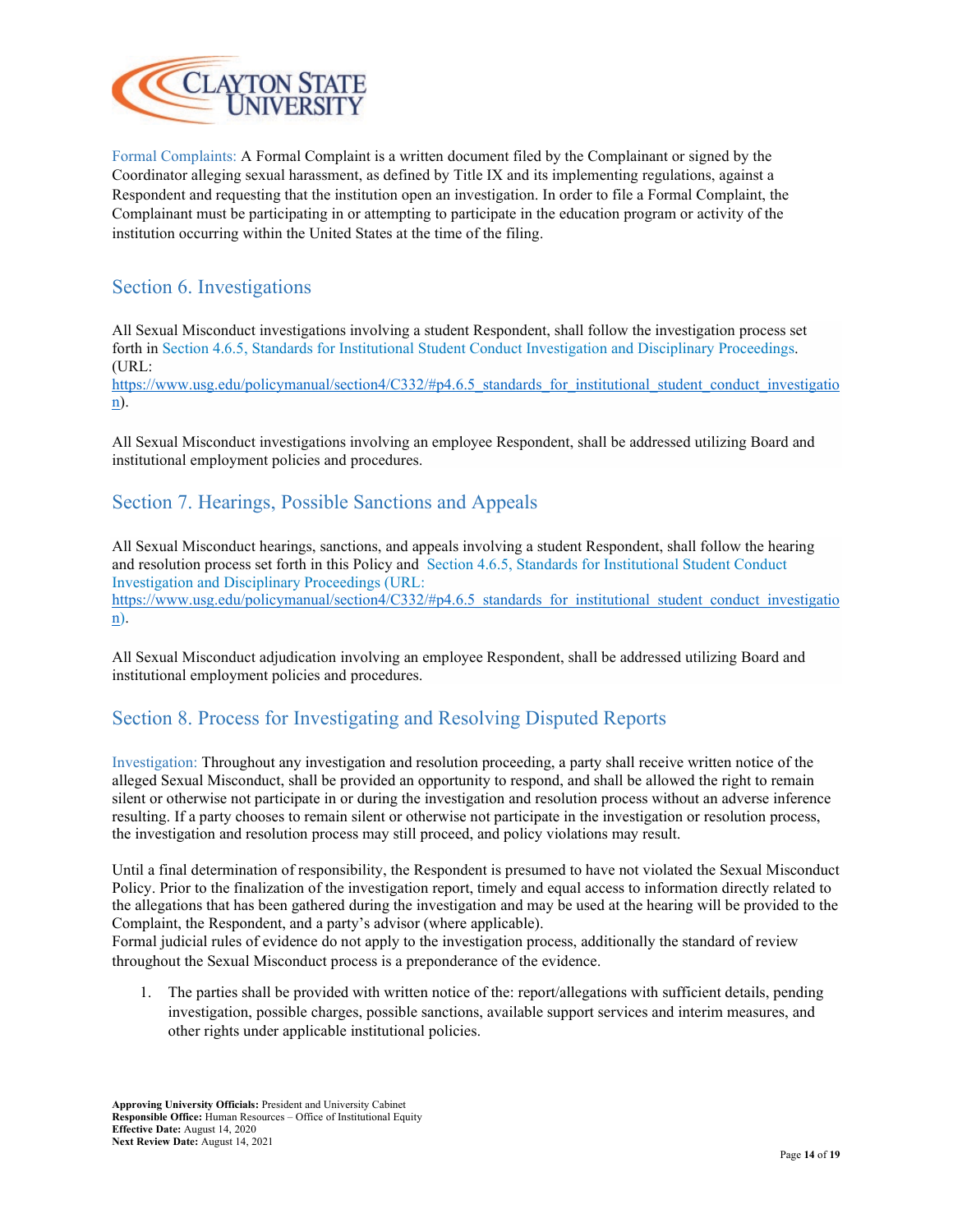Formal Complaints: A Formal Complaint is a written document filed by the Complainant or signed by the Coordinator alleging sexual harassment, as defined by Title IX and its implementing regulations, against a Respondent and requesting that the institution open an investigation. In order to file a Formal Complaint, the Complainant must be participating in or attempting to participate in the education program or activity of the institution occurring within the United States at the time of the filing.

## Section 6. Investigations

All Sexual Misconduct investigations involving a student Respondent, shall follow the investigation process set forth in Section 4.6.5, Standards for Institutional Student Conduct Investigation and Disciplinary Proceedings. (URL: https://www.usg.edu/policymanual/section4/C332/#p4.6.5_standards_for_institutional_student_conduct_investigation).

All Sexual Misconduct investigations involving an employee Respondent, shall be addressed utilizing Board and institutional employment policies and procedures.

## Section 7. Hearings, Possible Sanctions and Appeals

All Sexual Misconduct hearings, sanctions, and appeals involving a student Respondent, shall follow the hearing and resolution process set forth in this Policy and Section 4.6.5, Standards for Institutional Student Conduct Investigation and Disciplinary Proceedings (URL: https://www.usg.edu/policymanual/section4/C332/#p4.6.5_standards_for_institutional_student_conduct_investigation).

All Sexual Misconduct adjudication involving an employee Respondent, shall be addressed utilizing Board and institutional employment policies and procedures.

## Section 8. Process for Investigating and Resolving Disputed Reports

Investigation: Throughout any investigation and resolution proceeding, a party shall receive written notice of the alleged Sexual Misconduct, shall be provided an opportunity to respond, and shall be allowed the right to remain silent or otherwise not participate in or during the investigation and resolution process without an adverse inference resulting. If a party chooses to remain silent or otherwise not participate in the investigation or resolution process, the investigation and resolution process may still proceed, and policy violations may result.

Until a final determination of responsibility, the Respondent is presumed to have not violated the Sexual Misconduct Policy. Prior to the finalization of the investigation report, timely and equal access to information directly related to the allegations that has been gathered during the investigation and may be used at the hearing will be provided to the Complaint, the Respondent, and a party's advisor (where applicable).
Formal judicial rules of evidence do not apply to the investigation process, additionally the standard of review throughout the Sexual Misconduct process is a preponderance of the evidence.

1. The parties shall be provided with written notice of the: report/allegations with sufficient details, pending investigation, possible charges, possible sanctions, available support services and interim measures, and other rights under applicable institutional policies.

**Approving University Officials:** President and University Cabinet
**Responsible Office:** Human Resources – Office of Institutional Equity
**Effective Date:** August 14, 2020
**Next Review Date:** August 14, 2021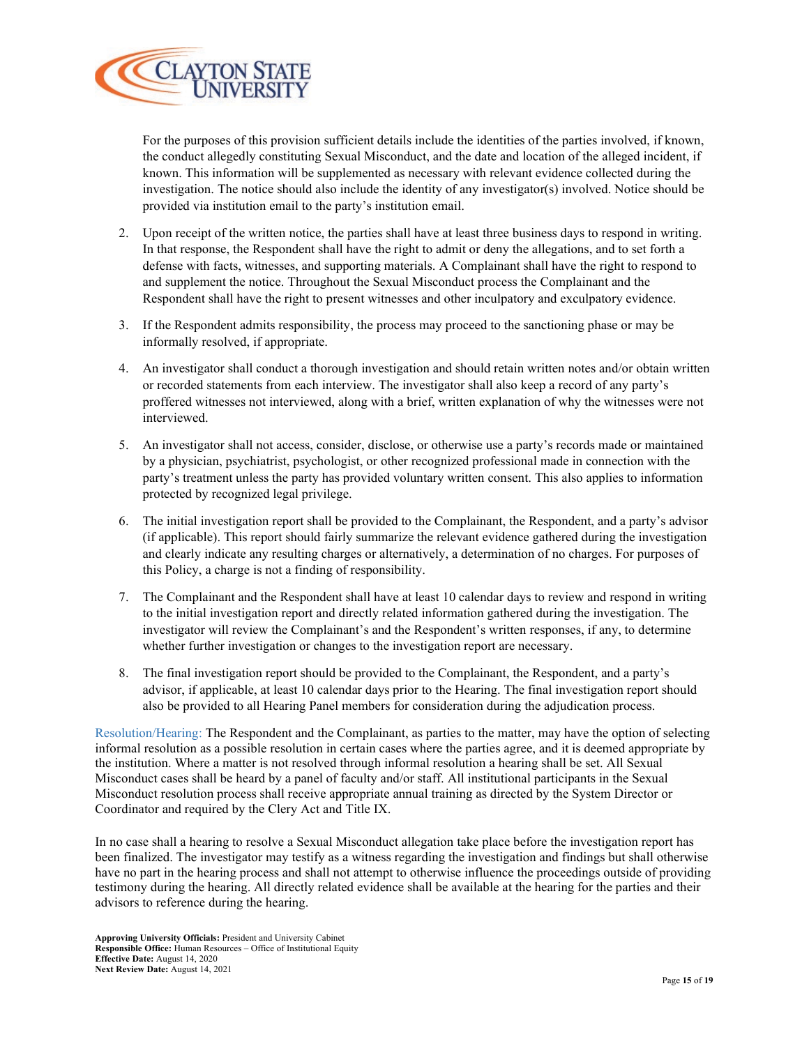For the purposes of this provision sufficient details include the identities of the parties involved, if known, the conduct allegedly constituting Sexual Misconduct, and the date and location of the alleged incident, if known. This information will be supplemented as necessary with relevant evidence collected during the investigation. The notice should also include the identity of any investigator(s) involved. Notice should be provided via institution email to the party's institution email.

2. Upon receipt of the written notice, the parties shall have at least three business days to respond in writing. In that response, the Respondent shall have the right to admit or deny the allegations, and to set forth a defense with facts, witnesses, and supporting materials. A Complainant shall have the right to respond to and supplement the notice. Throughout the Sexual Misconduct process the Complainant and the Respondent shall have the right to present witnesses and other inculpatory and exculpatory evidence.

3. If the Respondent admits responsibility, the process may proceed to the sanctioning phase or may be informally resolved, if appropriate.

4. An investigator shall conduct a thorough investigation and should retain written notes and/or obtain written or recorded statements from each interview. The investigator shall also keep a record of any party's proffered witnesses not interviewed, along with a brief, written explanation of why the witnesses were not interviewed.

5. An investigator shall not access, consider, disclose, or otherwise use a party's records made or maintained by a physician, psychiatrist, psychologist, or other recognized professional made in connection with the party's treatment unless the party has provided voluntary written consent. This also applies to information protected by recognized legal privilege.

6. The initial investigation report shall be provided to the Complainant, the Respondent, and a party's advisor (if applicable). This report should fairly summarize the relevant evidence gathered during the investigation and clearly indicate any resulting charges or alternatively, a determination of no charges. For purposes of this Policy, a charge is not a finding of responsibility.

7. The Complainant and the Respondent shall have at least 10 calendar days to review and respond in writing to the initial investigation report and directly related information gathered during the investigation. The investigator will review the Complainant's and the Respondent's written responses, if any, to determine whether further investigation or changes to the investigation report are necessary.

8. The final investigation report should be provided to the Complainant, the Respondent, and a party's advisor, if applicable, at least 10 calendar days prior to the Hearing. The final investigation report should also be provided to all Hearing Panel members for consideration during the adjudication process.

Resolution/Hearing: The Respondent and the Complainant, as parties to the matter, may have the option of selecting informal resolution as a possible resolution in certain cases where the parties agree, and it is deemed appropriate by the institution. Where a matter is not resolved through informal resolution a hearing shall be set. All Sexual Misconduct cases shall be heard by a panel of faculty and/or staff. All institutional participants in the Sexual Misconduct resolution process shall receive appropriate annual training as directed by the System Director or Coordinator and required by the Clery Act and Title IX.

In no case shall a hearing to resolve a Sexual Misconduct allegation take place before the investigation report has been finalized. The investigator may testify as a witness regarding the investigation and findings but shall otherwise have no part in the hearing process and shall not attempt to otherwise influence the proceedings outside of providing testimony during the hearing. All directly related evidence shall be available at the hearing for the parties and their advisors to reference during the hearing.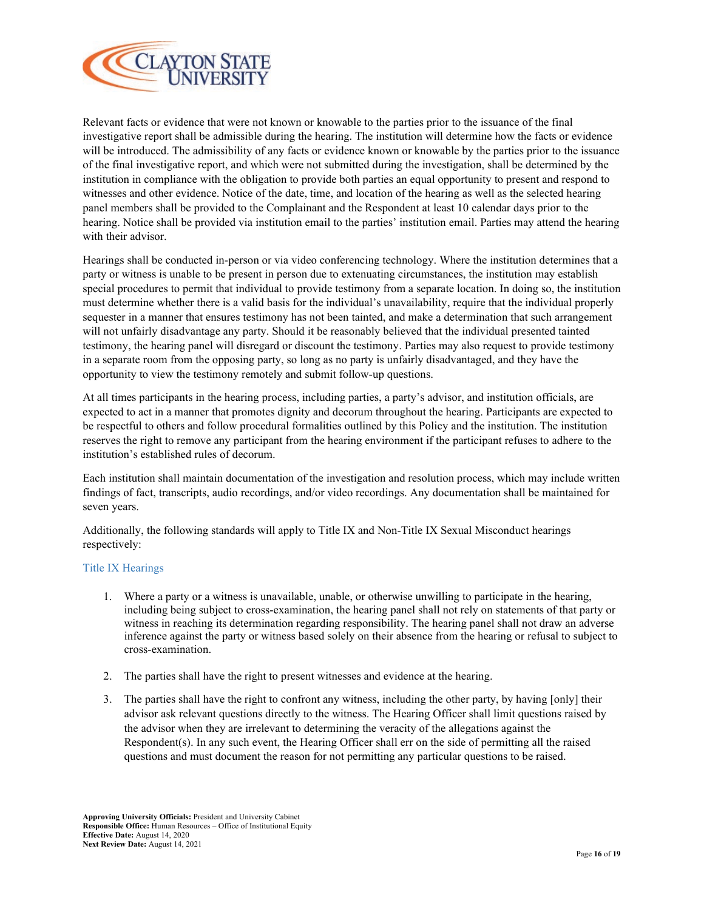Relevant facts or evidence that were not known or knowable to the parties prior to the issuance of the final investigative report shall be admissible during the hearing. The institution will determine how the facts or evidence will be introduced. The admissibility of any facts or evidence known or knowable by the parties prior to the issuance of the final investigative report, and which were not submitted during the investigation, shall be determined by the institution in compliance with the obligation to provide both parties an equal opportunity to present and respond to witnesses and other evidence. Notice of the date, time, and location of the hearing as well as the selected hearing panel members shall be provided to the Complainant and the Respondent at least 10 calendar days prior to the hearing. Notice shall be provided via institution email to the parties' institution email. Parties may attend the hearing with their advisor.

Hearings shall be conducted in-person or via video conferencing technology. Where the institution determines that a party or witness is unable to be present in person due to extenuating circumstances, the institution may establish special procedures to permit that individual to provide testimony from a separate location. In doing so, the institution must determine whether there is a valid basis for the individual's unavailability, require that the individual properly sequester in a manner that ensures testimony has not been tainted, and make a determination that such arrangement will not unfairly disadvantage any party. Should it be reasonably believed that the individual presented tainted testimony, the hearing panel will disregard or discount the testimony. Parties may also request to provide testimony in a separate room from the opposing party, so long as no party is unfairly disadvantaged, and they have the opportunity to view the testimony remotely and submit follow-up questions.

At all times participants in the hearing process, including parties, a party's advisor, and institution officials, are expected to act in a manner that promotes dignity and decorum throughout the hearing. Participants are expected to be respectful to others and follow procedural formalities outlined by this Policy and the institution. The institution reserves the right to remove any participant from the hearing environment if the participant refuses to adhere to the institution's established rules of decorum.

Each institution shall maintain documentation of the investigation and resolution process, which may include written findings of fact, transcripts, audio recordings, and/or video recordings. Any documentation shall be maintained for seven years.

Additionally, the following standards will apply to Title IX and Non-Title IX Sexual Misconduct hearings respectively:

### Title IX Hearings

1. Where a party or a witness is unavailable, unable, or otherwise unwilling to participate in the hearing, including being subject to cross-examination, the hearing panel shall not rely on statements of that party or witness in reaching its determination regarding responsibility. The hearing panel shall not draw an adverse inference against the party or witness based solely on their absence from the hearing or refusal to subject to cross-examination.

2. The parties shall have the right to present witnesses and evidence at the hearing.

3. The parties shall have the right to confront any witness, including the other party, by having [only] their advisor ask relevant questions directly to the witness. The Hearing Officer shall limit questions raised by the advisor when they are irrelevant to determining the veracity of the allegations against the Respondent(s). In any such event, the Hearing Officer shall err on the side of permitting all the raised questions and must document the reason for not permitting any particular questions to be raised.

**Approving University Officials:** President and University Cabinet
**Responsible Office:** Human Resources – Office of Institutional Equity
**Effective Date:** August 14, 2020
**Next Review Date:** August 14, 2021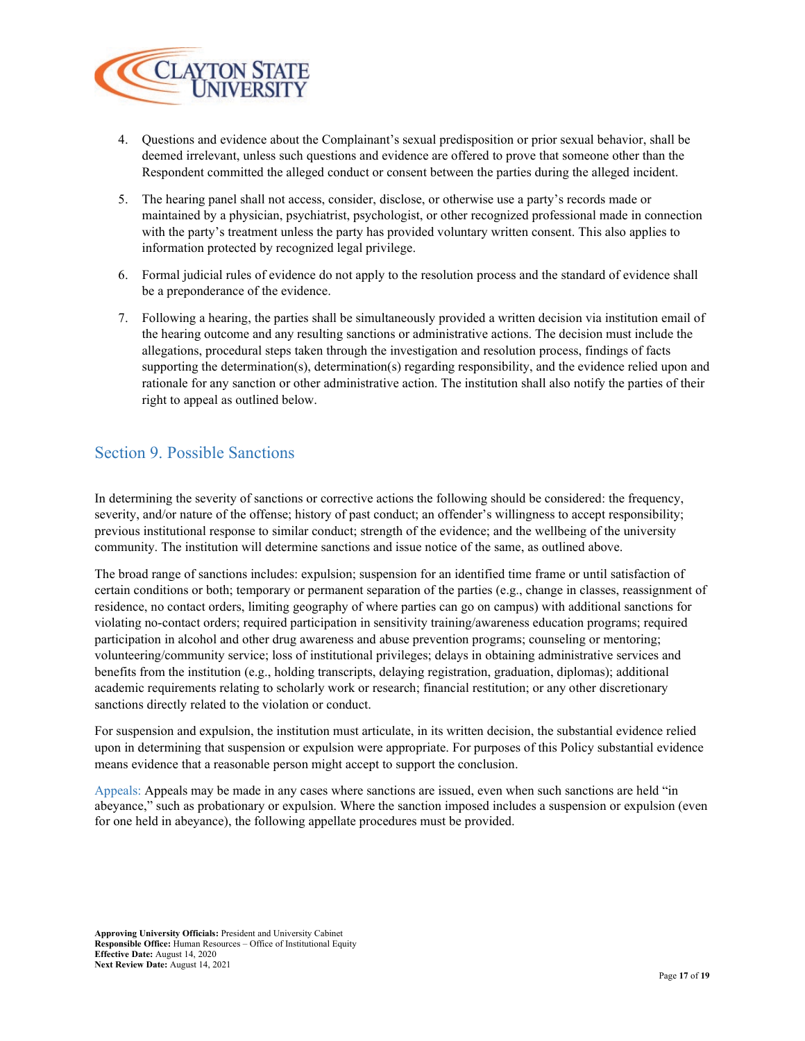4. Questions and evidence about the Complainant's sexual predisposition or prior sexual behavior, shall be deemed irrelevant, unless such questions and evidence are offered to prove that someone other than the Respondent committed the alleged conduct or consent between the parties during the alleged incident.

5. The hearing panel shall not access, consider, disclose, or otherwise use a party's records made or maintained by a physician, psychiatrist, psychologist, or other recognized professional made in connection with the party's treatment unless the party has provided voluntary written consent. This also applies to information protected by recognized legal privilege.

6. Formal judicial rules of evidence do not apply to the resolution process and the standard of evidence shall be a preponderance of the evidence.

7. Following a hearing, the parties shall be simultaneously provided a written decision via institution email of the hearing outcome and any resulting sanctions or administrative actions. The decision must include the allegations, procedural steps taken through the investigation and resolution process, findings of facts supporting the determination(s), determination(s) regarding responsibility, and the evidence relied upon and rationale for any sanction or other administrative action. The institution shall also notify the parties of their right to appeal as outlined below.

## Section 9. Possible Sanctions

In determining the severity of sanctions or corrective actions the following should be considered: the frequency, severity, and/or nature of the offense; history of past conduct; an offender's willingness to accept responsibility; previous institutional response to similar conduct; strength of the evidence; and the wellbeing of the university community. The institution will determine sanctions and issue notice of the same, as outlined above.

The broad range of sanctions includes: expulsion; suspension for an identified time frame or until satisfaction of certain conditions or both; temporary or permanent separation of the parties (e.g., change in classes, reassignment of residence, no contact orders, limiting geography of where parties can go on campus) with additional sanctions for violating no-contact orders; required participation in sensitivity training/awareness education programs; required participation in alcohol and other drug awareness and abuse prevention programs; counseling or mentoring; volunteering/community service; loss of institutional privileges; delays in obtaining administrative services and benefits from the institution (e.g., holding transcripts, delaying registration, graduation, diplomas); additional academic requirements relating to scholarly work or research; financial restitution; or any other discretionary sanctions directly related to the violation or conduct.

For suspension and expulsion, the institution must articulate, in its written decision, the substantial evidence relied upon in determining that suspension or expulsion were appropriate. For purposes of this Policy substantial evidence means evidence that a reasonable person might accept to support the conclusion.

Appeals: Appeals may be made in any cases where sanctions are issued, even when such sanctions are held "in abeyance," such as probationary or expulsion. Where the sanction imposed includes a suspension or expulsion (even for one held in abeyance), the following appellate procedures must be provided.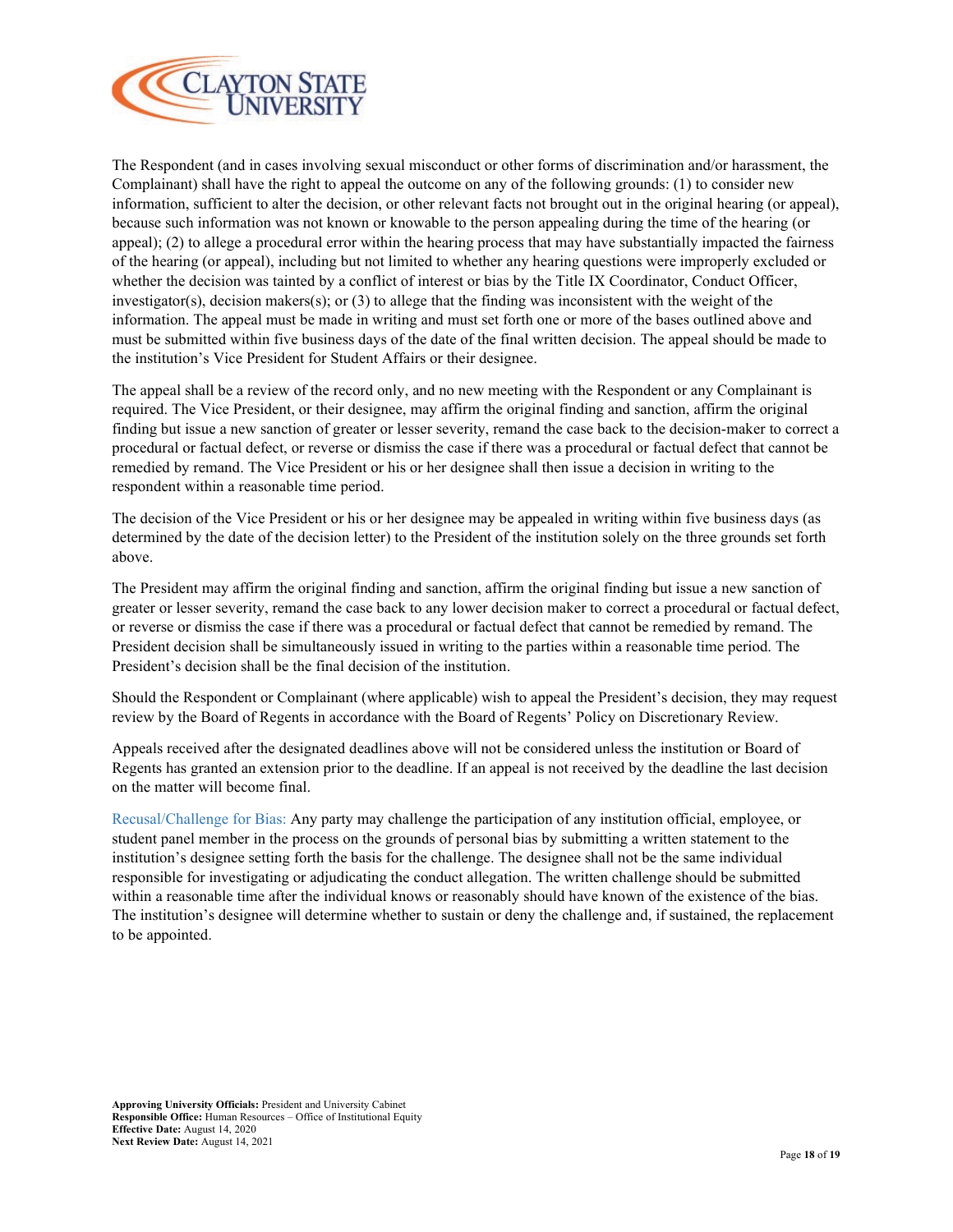The Respondent (and in cases involving sexual misconduct or other forms of discrimination and/or harassment, the Complainant) shall have the right to appeal the outcome on any of the following grounds: (1) to consider new information, sufficient to alter the decision, or other relevant facts not brought out in the original hearing (or appeal), because such information was not known or knowable to the person appealing during the time of the hearing (or appeal); (2) to allege a procedural error within the hearing process that may have substantially impacted the fairness of the hearing (or appeal), including but not limited to whether any hearing questions were improperly excluded or whether the decision was tainted by a conflict of interest or bias by the Title IX Coordinator, Conduct Officer, investigator(s), decision makers(s); or (3) to allege that the finding was inconsistent with the weight of the information. The appeal must be made in writing and must set forth one or more of the bases outlined above and must be submitted within five business days of the date of the final written decision. The appeal should be made to the institution's Vice President for Student Affairs or their designee.

The appeal shall be a review of the record only, and no new meeting with the Respondent or any Complainant is required. The Vice President, or their designee, may affirm the original finding and sanction, affirm the original finding but issue a new sanction of greater or lesser severity, remand the case back to the decision-maker to correct a procedural or factual defect, or reverse or dismiss the case if there was a procedural or factual defect that cannot be remedied by remand. The Vice President or his or her designee shall then issue a decision in writing to the respondent within a reasonable time period.

The decision of the Vice President or his or her designee may be appealed in writing within five business days (as determined by the date of the decision letter) to the President of the institution solely on the three grounds set forth above.

The President may affirm the original finding and sanction, affirm the original finding but issue a new sanction of greater or lesser severity, remand the case back to any lower decision maker to correct a procedural or factual defect, or reverse or dismiss the case if there was a procedural or factual defect that cannot be remedied by remand. The President decision shall be simultaneously issued in writing to the parties within a reasonable time period. The President's decision shall be the final decision of the institution.

Should the Respondent or Complainant (where applicable) wish to appeal the President's decision, they may request review by the Board of Regents in accordance with the Board of Regents' Policy on Discretionary Review.

Appeals received after the designated deadlines above will not be considered unless the institution or Board of Regents has granted an extension prior to the deadline. If an appeal is not received by the deadline the last decision on the matter will become final.

Recusal/Challenge for Bias: Any party may challenge the participation of any institution official, employee, or student panel member in the process on the grounds of personal bias by submitting a written statement to the institution's designee setting forth the basis for the challenge. The designee shall not be the same individual responsible for investigating or adjudicating the conduct allegation. The written challenge should be submitted within a reasonable time after the individual knows or reasonably should have known of the existence of the bias. The institution's designee will determine whether to sustain or deny the challenge and, if sustained, the replacement to be appointed.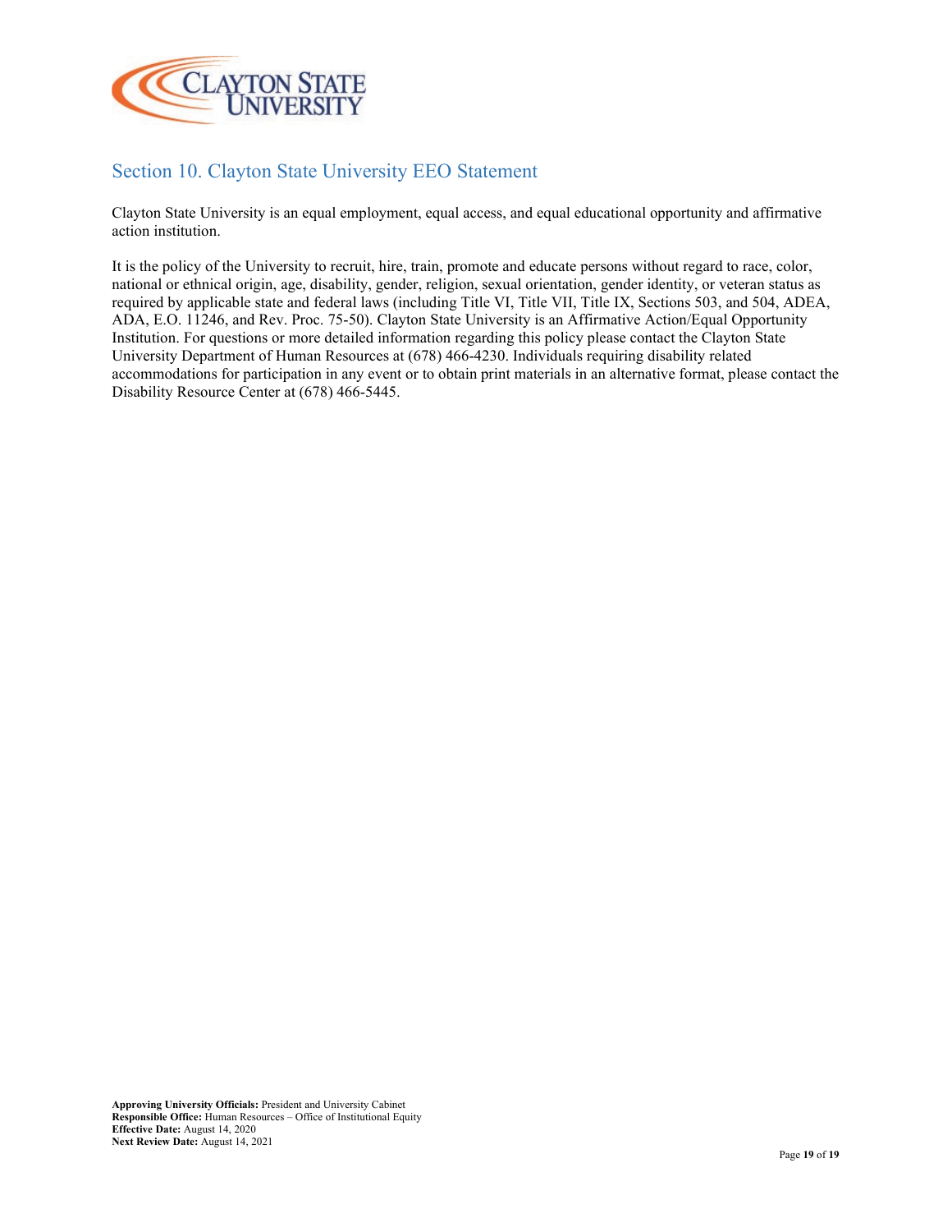## Section 10. Clayton State University EEO Statement

Clayton State University is an equal employment, equal access, and equal educational opportunity and affirmative action institution.

It is the policy of the University to recruit, hire, train, promote and educate persons without regard to race, color, national or ethnical origin, age, disability, gender, religion, sexual orientation, gender identity, or veteran status as required by applicable state and federal laws (including Title VI, Title VII, Title IX, Sections 503, and 504, ADEA, ADA, E.O. 11246, and Rev. Proc. 75-50). Clayton State University is an Affirmative Action/Equal Opportunity Institution. For questions or more detailed information regarding this policy please contact the Clayton State University Department of Human Resources at (678) 466-4230. Individuals requiring disability related accommodations for participation in any event or to obtain print materials in an alternative format, please contact the Disability Resource Center at (678) 466-5445.

**Approving University Officials:** President and University Cabinet
**Responsible Office:** Human Resources – Office of Institutional Equity
**Effective Date:** August 14, 2020
**Next Review Date:** August 14, 2021